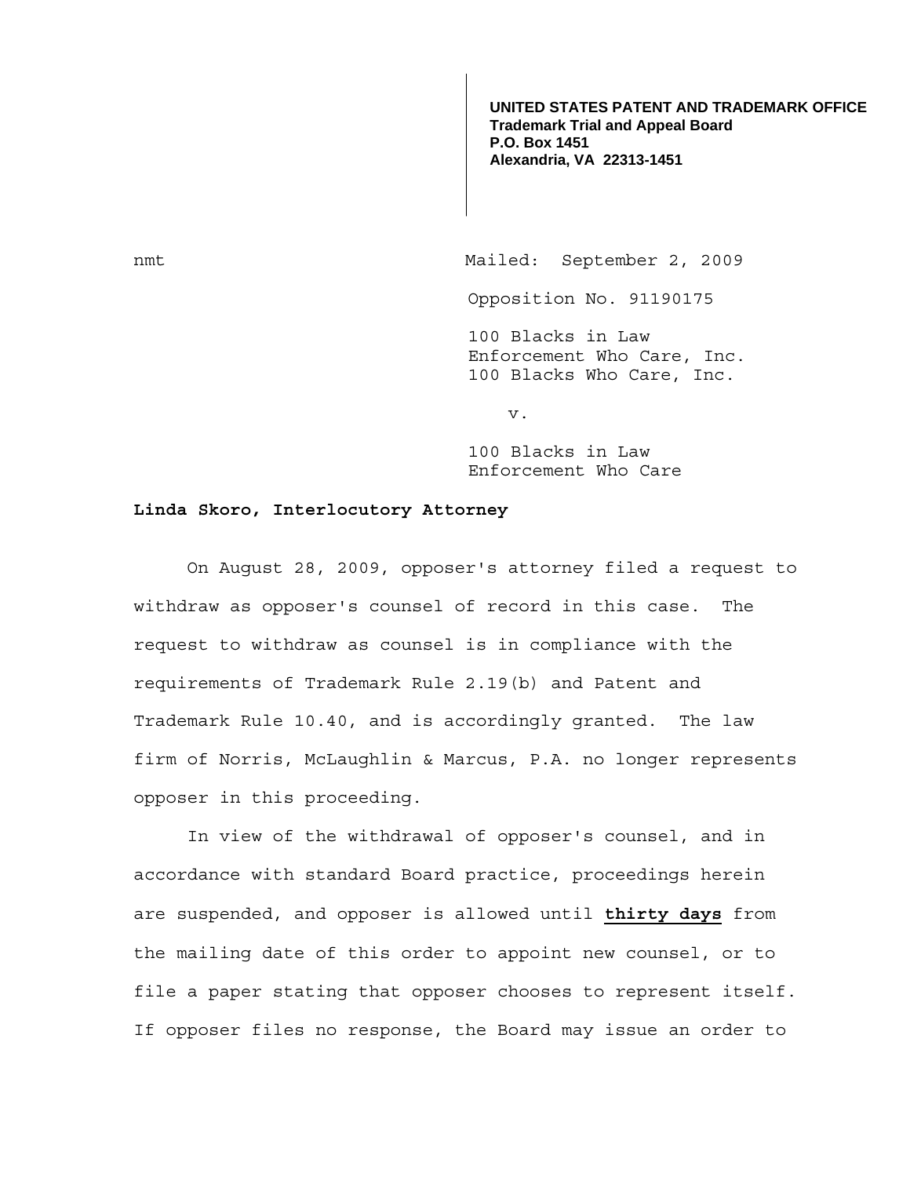**UNITED STATES PATENT AND TRADEMARK OFFICE**
**Trademark Trial and Appeal Board**
**P.O. Box 1451**
**Alexandria, VA 22313-1451**

nmt

Mailed: September 2, 2009

Opposition No. 91190175

100 Blacks in Law Enforcement Who Care, Inc.
100 Blacks Who Care, Inc.

v.

100 Blacks in Law Enforcement Who Care

**Linda Skoro, Interlocutory Attorney**

On August 28, 2009, opposer's attorney filed a request to withdraw as opposer's counsel of record in this case. The request to withdraw as counsel is in compliance with the requirements of Trademark Rule 2.19(b) and Patent and Trademark Rule 10.40, and is accordingly granted. The law firm of Norris, McLaughlin & Marcus, P.A. no longer represents opposer in this proceeding.

In view of the withdrawal of opposer's counsel, and in accordance with standard Board practice, proceedings herein are suspended, and opposer is allowed until **thirty days** from the mailing date of this order to appoint new counsel, or to file a paper stating that opposer chooses to represent itself. If opposer files no response, the Board may issue an order to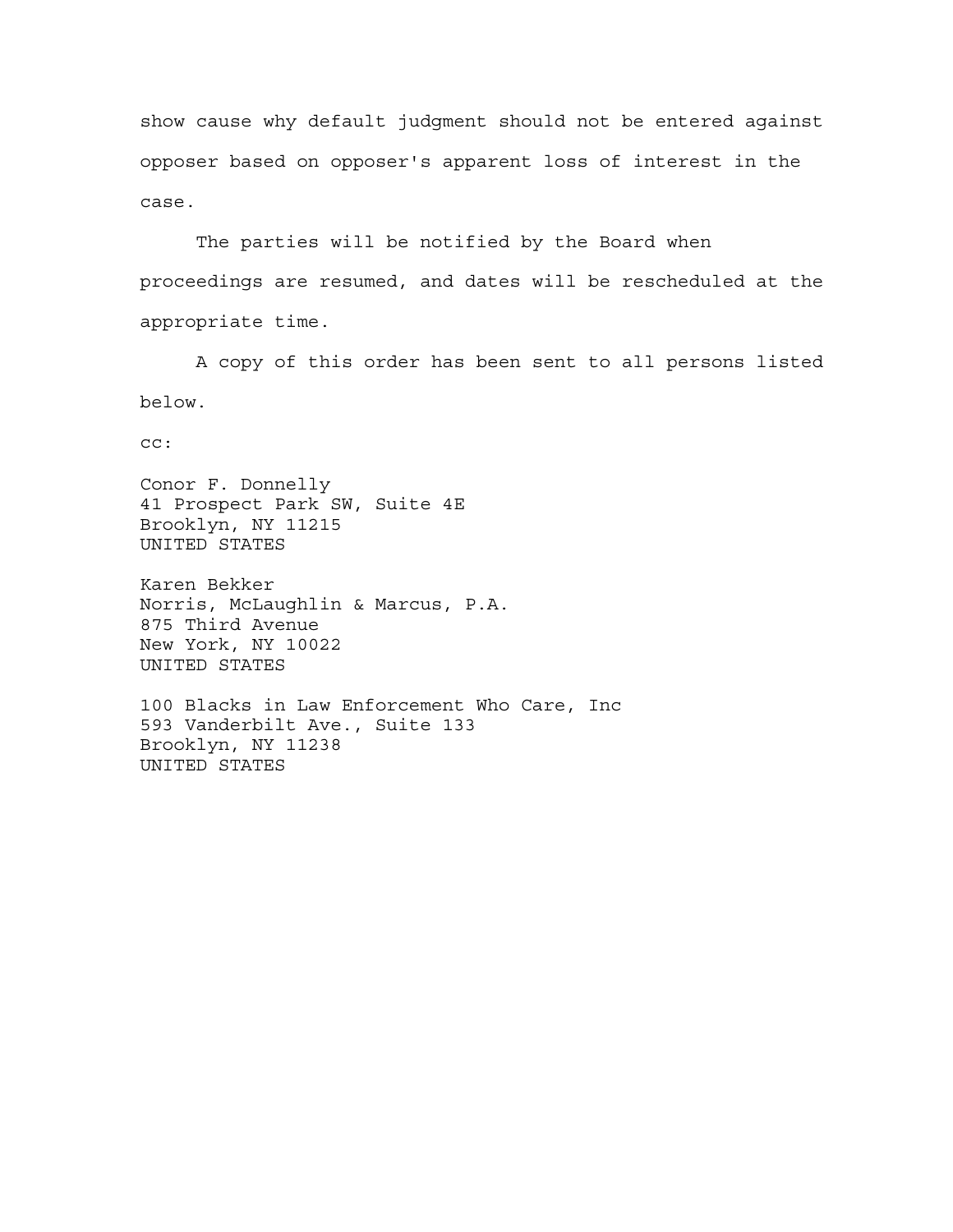show cause why default judgment should not be entered against opposer based on opposer's apparent loss of interest in the case.

The parties will be notified by the Board when proceedings are resumed, and dates will be rescheduled at the appropriate time.

A copy of this order has been sent to all persons listed below.

cc:

Conor F. Donnelly
41 Prospect Park SW, Suite 4E
Brooklyn, NY 11215
UNITED STATES

Karen Bekker
Norris, McLaughlin & Marcus, P.A.
875 Third Avenue
New York, NY 10022
UNITED STATES

100 Blacks in Law Enforcement Who Care, Inc
593 Vanderbilt Ave., Suite 133
Brooklyn, NY 11238
UNITED STATES